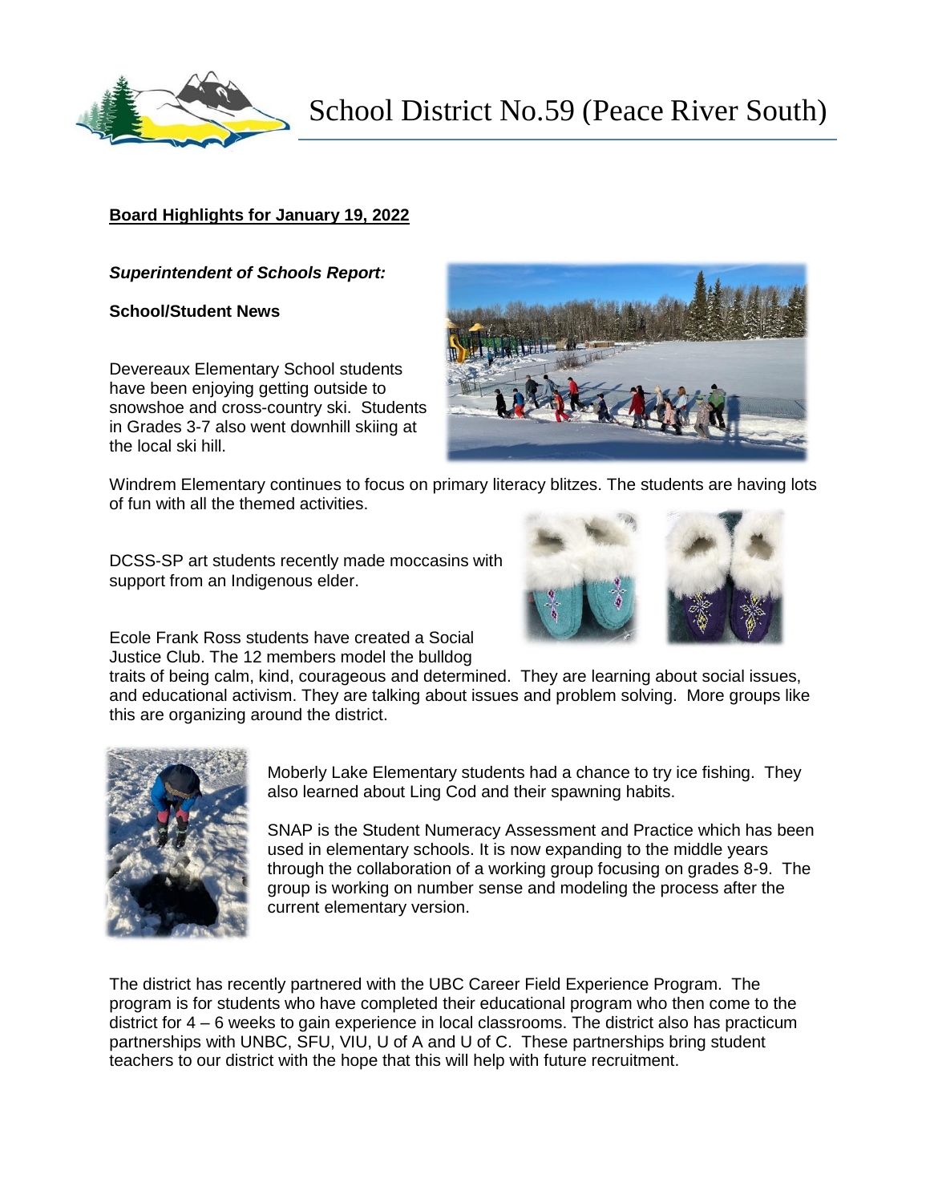# School District No.59 (Peace River South)

**Board Highlights for January 19, 2022**

***Superintendent of Schools Report:***

**School/Student News**

Devereaux Elementary School students have been enjoying getting outside to snowshoe and cross-country ski. Students in Grades 3-7 also went downhill skiing at the local ski hill.

Windrem Elementary continues to focus on primary literacy blitzes. The students are having lots of fun with all the themed activities.

DCSS-SP art students recently made moccasins with support from an Indigenous elder.

Ecole Frank Ross students have created a Social Justice Club. The 12 members model the bulldog traits of being calm, kind, courageous and determined. They are learning about social issues, and educational activism. They are talking about issues and problem solving. More groups like this are organizing around the district.

Moberly Lake Elementary students had a chance to try ice fishing. They also learned about Ling Cod and their spawning habits.

SNAP is the Student Numeracy Assessment and Practice which has been used in elementary schools. It is now expanding to the middle years through the collaboration of a working group focusing on grades 8-9. The group is working on number sense and modeling the process after the current elementary version.

The district has recently partnered with the UBC Career Field Experience Program. The program is for students who have completed their educational program who then come to the district for 4 – 6 weeks to gain experience in local classrooms. The district also has practicum partnerships with UNBC, SFU, VIU, U of A and U of C. These partnerships bring student teachers to our district with the hope that this will help with future recruitment.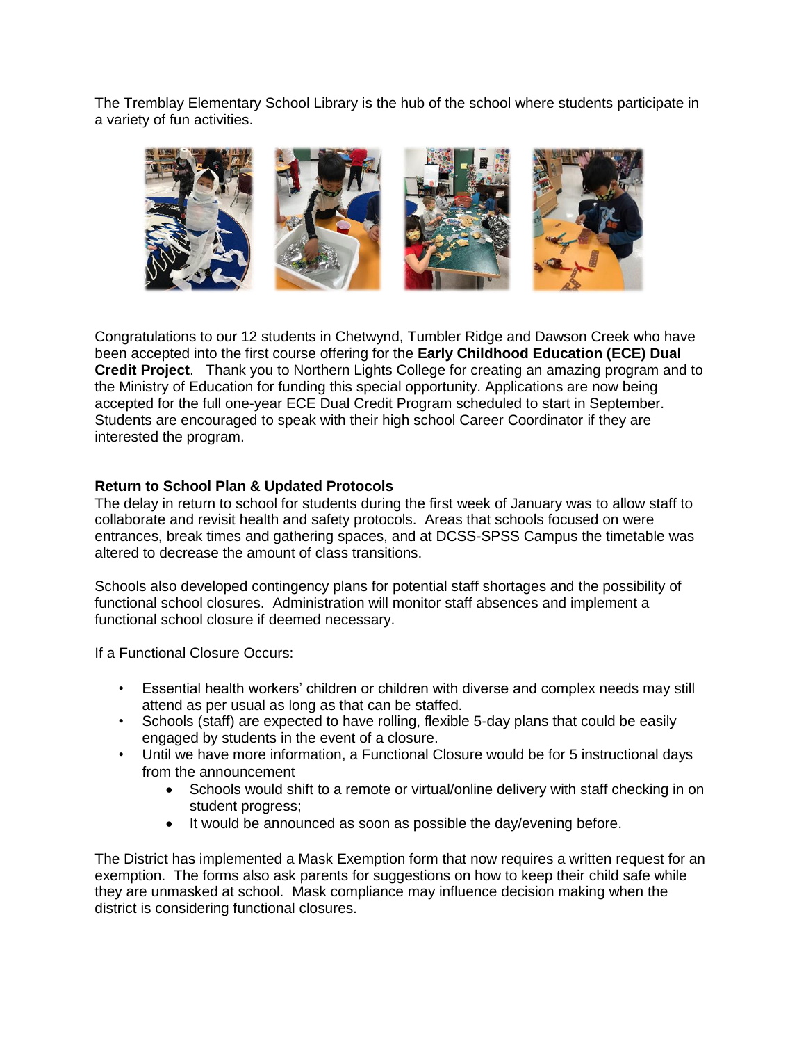The Tremblay Elementary School Library is the hub of the school where students participate in a variety of fun activities.

Congratulations to our 12 students in Chetwynd, Tumbler Ridge and Dawson Creek who have been accepted into the first course offering for the **Early Childhood Education (ECE) Dual Credit Project**. Thank you to Northern Lights College for creating an amazing program and to the Ministry of Education for funding this special opportunity. Applications are now being accepted for the full one-year ECE Dual Credit Program scheduled to start in September. Students are encouraged to speak with their high school Career Coordinator if they are interested the program.

**Return to School Plan & Updated Protocols**

The delay in return to school for students during the first week of January was to allow staff to collaborate and revisit health and safety protocols. Areas that schools focused on were entrances, break times and gathering spaces, and at DCSS-SPSS Campus the timetable was altered to decrease the amount of class transitions.

Schools also developed contingency plans for potential staff shortages and the possibility of functional school closures. Administration will monitor staff absences and implement a functional school closure if deemed necessary.

If a Functional Closure Occurs:

- Essential health workers' children or children with diverse and complex needs may still attend as per usual as long as that can be staffed.
- Schools (staff) are expected to have rolling, flexible 5-day plans that could be easily engaged by students in the event of a closure.
- Until we have more information, a Functional Closure would be for 5 instructional days from the announcement
    - Schools would shift to a remote or virtual/online delivery with staff checking in on student progress;
    - It would be announced as soon as possible the day/evening before.

The District has implemented a Mask Exemption form that now requires a written request for an exemption. The forms also ask parents for suggestions on how to keep their child safe while they are unmasked at school. Mask compliance may influence decision making when the district is considering functional closures.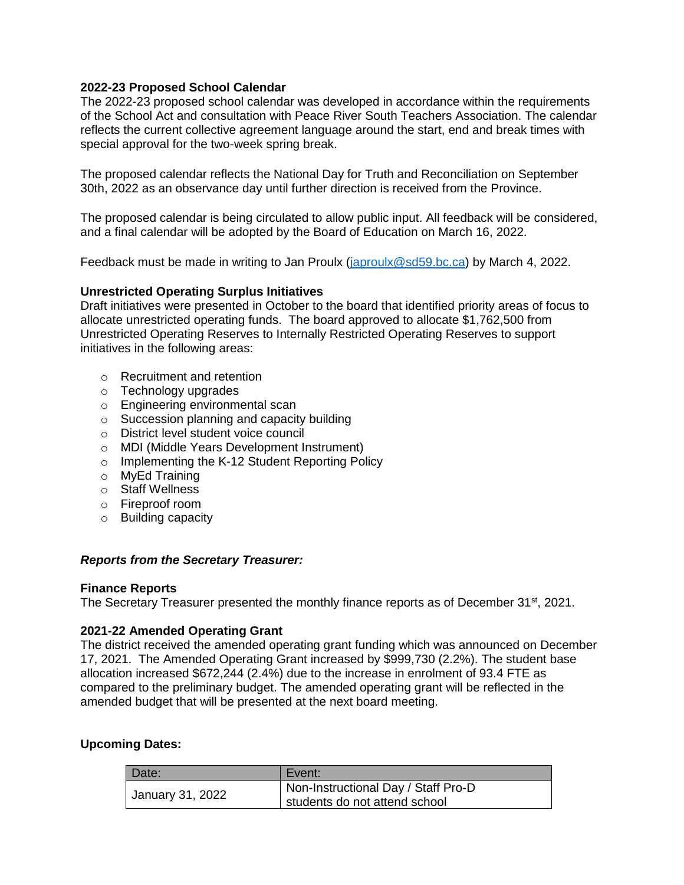**2022-23 Proposed School Calendar**
The 2022-23 proposed school calendar was developed in accordance within the requirements of the School Act and consultation with Peace River South Teachers Association. The calendar reflects the current collective agreement language around the start, end and break times with special approval for the two-week spring break.

The proposed calendar reflects the National Day for Truth and Reconciliation on September 30th, 2022 as an observance day until further direction is received from the Province.

The proposed calendar is being circulated to allow public input. All feedback will be considered, and a final calendar will be adopted by the Board of Education on March 16, 2022.

Feedback must be made in writing to Jan Proulx (japroulx@sd59.bc.ca) by March 4, 2022.

**Unrestricted Operating Surplus Initiatives**
Draft initiatives were presented in October to the board that identified priority areas of focus to allocate unrestricted operating funds. The board approved to allocate $1,762,500 from Unrestricted Operating Reserves to Internally Restricted Operating Reserves to support initiatives in the following areas:

- Recruitment and retention
- Technology upgrades
- Engineering environmental scan
- Succession planning and capacity building
- District level student voice council
- MDI (Middle Years Development Instrument)
- Implementing the K-12 Student Reporting Policy
- MyEd Training
- Staff Wellness
- Fireproof room
- Building capacity

***Reports from the Secretary Treasurer:***

**Finance Reports**
The Secretary Treasurer presented the monthly finance reports as of December 31st, 2021.

**2021-22 Amended Operating Grant**
The district received the amended operating grant funding which was announced on December 17, 2021. The Amended Operating Grant increased by $999,730 (2.2%). The student base allocation increased $672,244 (2.4%) due to the increase in enrolment of 93.4 FTE as compared to the preliminary budget. The amended operating grant will be reflected in the amended budget that will be presented at the next board meeting.

**Upcoming Dates:**

| Date: | Event: |
|---|---|
| January 31, 2022 | Non-Instructional Day / Staff Pro-D students do not attend school |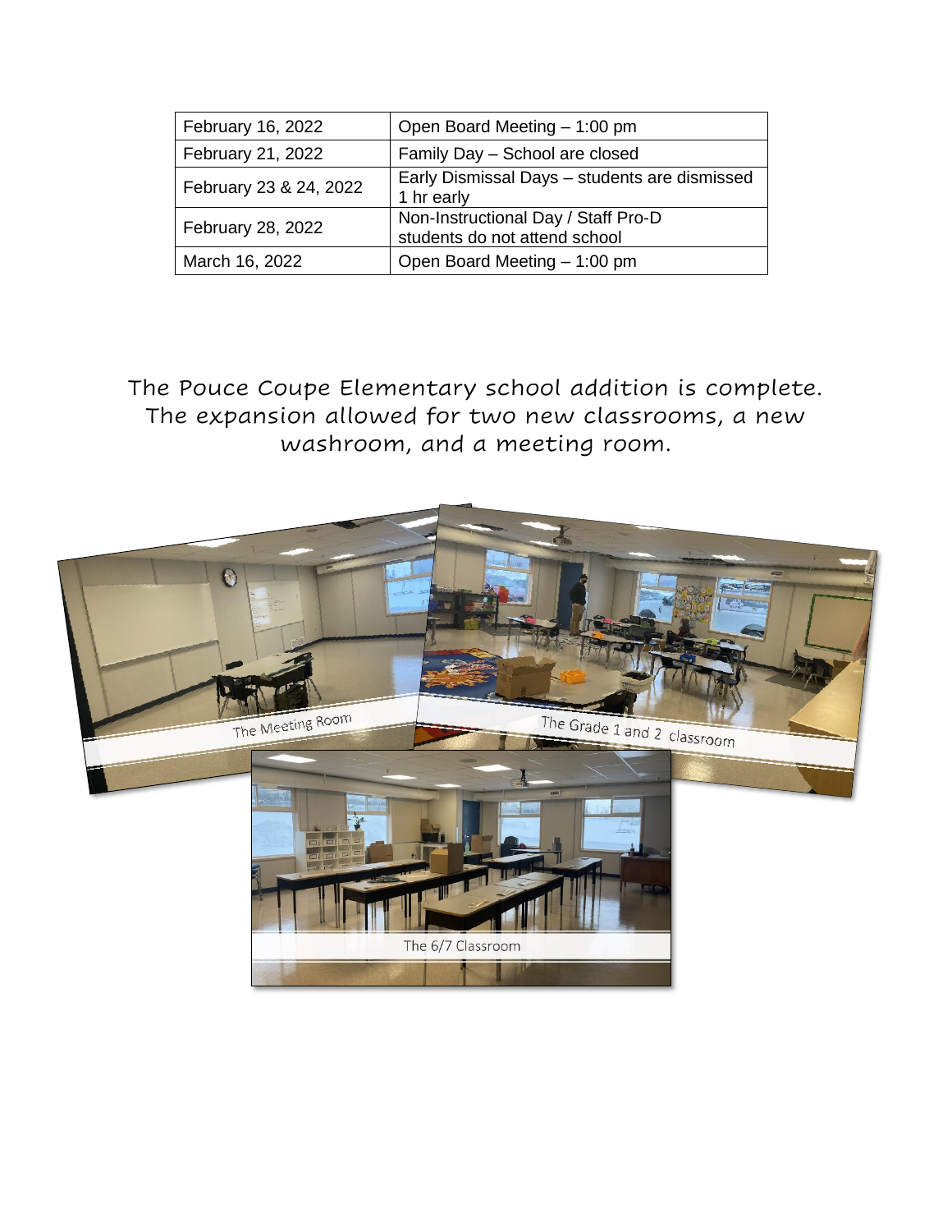| | |
|---|---|
| February 16, 2022 | Open Board Meeting – 1:00 pm |
| February 21, 2022 | Family Day – School are closed |
| February 23 & 24, 2022 | Early Dismissal Days – students are dismissed 1 hr early |
| February 28, 2022 | Non-Instructional Day / Staff Pro-D students do not attend school |
| March 16, 2022 | Open Board Meeting – 1:00 pm |

The Pouce Coupe Elementary school addition is complete. The expansion allowed for two new classrooms, a new washroom, and a meeting room.

The Meeting Room

The Grade 1 and 2 classroom

The 6/7 Classroom